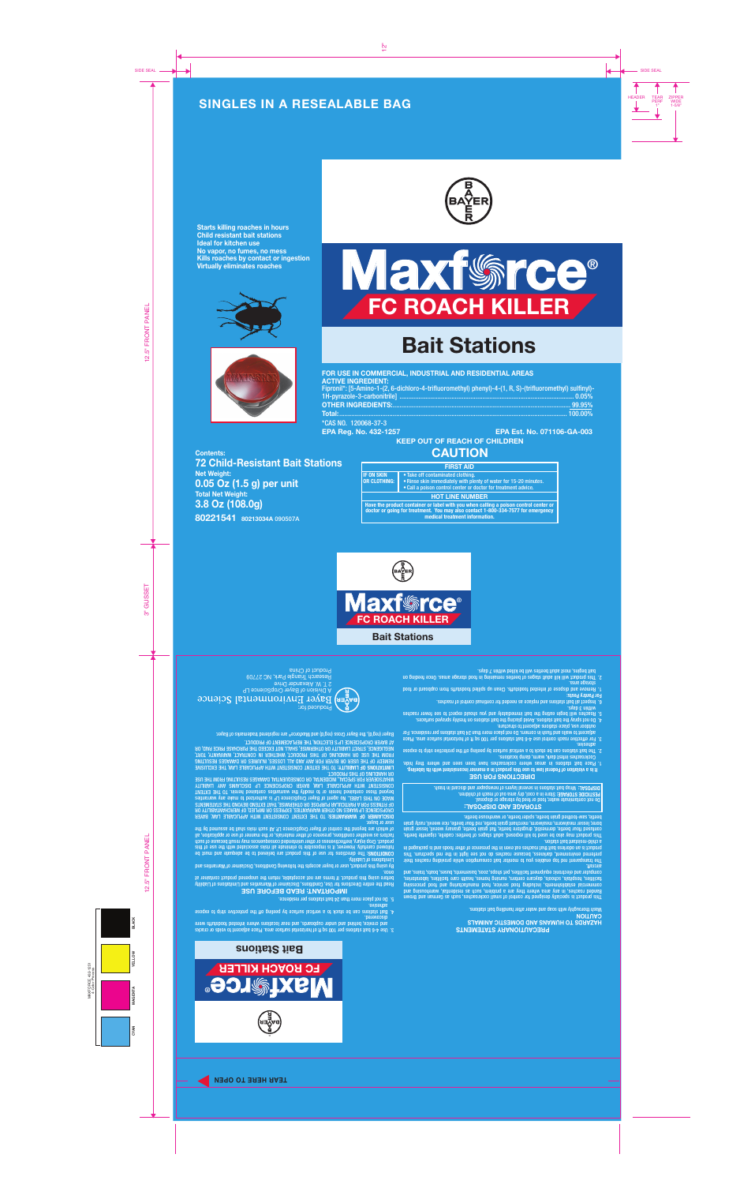SINGLES IN A RESEALABLE BAG

Starts killing roaches in hours
Child resistant bait stations
Ideal for kitchen use
No vapor, no fumes, no mess
Kills roaches by contact or ingestion
Virtually eliminates roaches

# Maxforce®
## FC ROACH KILLER
## Bait Stations

**FOR USE IN COMMERCIAL, INDUSTRIAL AND RESIDENTIAL AREAS**

**ACTIVE INGREDIENT:**

Fipronil*: [5-Amino-1-(2, 6-dichloro-4-trifluoromethyl) phenyl)-4-(1, R, S)-(trifluoromethyl) sulfinyl)-1H-pyrazole-3-carbonitrile] .......... 0.05%

**OTHER INGREDIENTS:** .......... 99.95%

**Total:** .......... 100.00%

*CAS NO. 120068-37-3

**EPA Reg. No. 432-1257** **EPA Est. No. 071106-GA-003**

**KEEP OUT OF REACH OF CHILDREN**

## CAUTION

**Contents:**
**72 Child-Resistant Bait Stations**
**Net Weight:**
**0.05 Oz (1.5 g) per unit**
**Total Net Weight:**
**3.8 Oz (108.0g)**
**80221541** 80213034A 090507A

| FIRST AID | |
|---|---|
| **IF ON SKIN OR CLOTHING:** | • Take off contaminated clothing. • Rinse skin immediately with plenty of water for 15-20 minutes. • Call a poison control center or doctor for treatment advice. |
| **HOT LINE NUMBER** | |
| Have the product container or label with you when calling a poison control center or doctor or going for treatment. You may also contact 1-800-334-7577 for emergency medical treatment information. | |

# Maxforce®
## FC ROACH KILLER
## Bait Stations

### PRECAUTIONARY STATEMENTS
### HAZARDS TO HUMANS AND DOMESTIC ANIMALS
### CAUTION

Wash thoroughly with soap and water after handling bait stations.

This product is specially designed for control of small cockroaches, such as German and Brown banded roaches, in any area where they are a problem, such as residential, warehousing and commercial establishments, including food service, food manufacturing and food processing facilities, hospitals, schools, daycare centers, nursing homes, health care facilities, laboratories, computer and electronic equipment facilities, pet shops, zoos, basements, boats, buses, trains, and aircraft.

The transparent lid top enables you to monitor bait consumption while providing roaches their preferred environment, darkness, because roaches do not see light in the red spectrum. This product is an odorless bait that roaches eat even in the presence of other foods and is packaged in a child-resistant bait station.

This product may also be used to kill exposed, adult stages of beetles, cadelle, cigarette beetle, confused flour beetle, dermestids, drugstore beetle, flat grain beetle, granary weevil, lesser grain borer, lesser mealworm, mealworm, merchant grain beetle, red flour beetle, rice weevil, rusty grain beetle, saw-toothed grain beetle, spider beetle, or warehouse beetle.

### STORAGE AND DISPOSAL

Do not contaminate water, food or feed by storage or disposal.

**PESTICIDE STORAGE:** Store in a cool, dry area out of reach of children.

**DISPOSAL:** Wrap bait stations in several layers of newspaper and discard in trash.

### DIRECTIONS FOR USE

**It is a violation of Federal law to use this product in a manner inconsistent with its labeling.**

1. Place bait stations in areas where cockroaches have been seen and where they hide. Cockroaches infest dark, warm, damp locations.
2. The bait stations can be stuck to a vertical surface by peeling off the protective strip to expose adhesive.
3. For effective roach control use 4-8 bait stations per 100 sq ft of horizontal surface area. Place adjacent to walls and flush in corners. Do not place more than 24 bait stations per residence. For outdoor use, place stations adjacent to structure.
4. Do not spray the bait stations. Avoid placing the bait stations on freshly sprayed surfaces.
5. Roaches will begin eating the bait immediately and you should expect to see fewer roaches within 3 days.
6. Inspect all bait stations and replace as needed for continual control of roaches.

**For Pantry Pests:**

1. Remove and dispose of infested foodstuffs. Clean up spilled foodstuffs from cupboard or food storage area.
2. This product will kill adult stages of beetles remaining in food storage areas. Once feeding on bait begins, most adult beetles will be killed within 7 days.
3. Use 4-8 bait stations per 100 sq ft of horizontal surface area. Place adjacent to voids or cracks and crevices, behind and under cupboards, and near locations where infested foodstuffs were discovered.
4. Bait stations can be stuck to a vertical surface by peeling off the protective strip to expose adhesive.
5. Do not place more than 24 bait stations per residence.

### IMPORTANT: READ BEFORE USE

Read the entire Directions for Use, Conditions, Disclaimer of Warranties and Limitations of Liability before using this product. If terms are not acceptable, return the unopened product container at once.

By using this product, user or buyer accepts the following Conditions, Disclaimer of Warranties and Limitations of Liability.

**CONDITIONS:** The directions for use of this product are believed to be adequate and must be followed carefully. However, it is impossible to eliminate all risks associated with use of this product. Crop injury, ineffectiveness or other unintended consequences may result because of such factors as weather conditions, presence of other materials, or the manner of use or application, all of which are beyond the control of Bayer CropScience LP. All such risks shall be assumed by the user or buyer.

**DISCLAIMER OF WARRANTIES:** TO THE EXTENT CONSISTENT WITH APPLICABLE LAW, BAYER CROPSCIENCE LP MAKES NO OTHER WARRANTIES, EXPRESS OR IMPLIED, OF MERCHANTABILITY OR OF FITNESS FOR A PARTICULAR PURPOSE OR OTHERWISE, THAT EXTEND BEYOND THE STATEMENTS MADE ON THIS LABEL. No agent of Bayer CropScience LP is authorized to make any warranties beyond those contained herein or to modify the warranties contained herein. TO THE EXTENT CONSISTENT WITH APPLICABLE LAW, BAYER CROPSCIENCE LP DISCLAIMS ANY LIABILITY WHATSOEVER FOR SPECIAL, INCIDENTAL OR CONSEQUENTIAL DAMAGES RESULTING FROM THE USE OR HANDLING OF THIS PRODUCT.

**LIMITATIONS OF LIABILITY:** TO THE EXTENT CONSISTENT WITH APPLICABLE LAW, THE EXCLUSIVE REMEDY OF THE USER OR BUYER FOR ANY AND ALL LOSSES, INJURIES OR DAMAGES RESULTING FROM THE USE OR HANDLING OF THIS PRODUCT, WHETHER IN CONTRACT, WARRANTY, TORT, NEGLIGENCE, STRICT LIABILITY OR OTHERWISE, SHALL NOT EXCEED THE PURCHASE PRICE PAID, OR AT BAYER CROPSCIENCE LP'S ELECTION, THE REPLACEMENT OF PRODUCT.

Bayer (reg'd), the Bayer Cross (reg'd) and Maxforce® are registered trademarks of Bayer.

Produced for:
Bayer Environmental Science
A Division of Bayer CropScience LP
2 T. W. Alexander Drive
Research Triangle Park, NC 27709
Product of China

TEAR HERE TO OPEN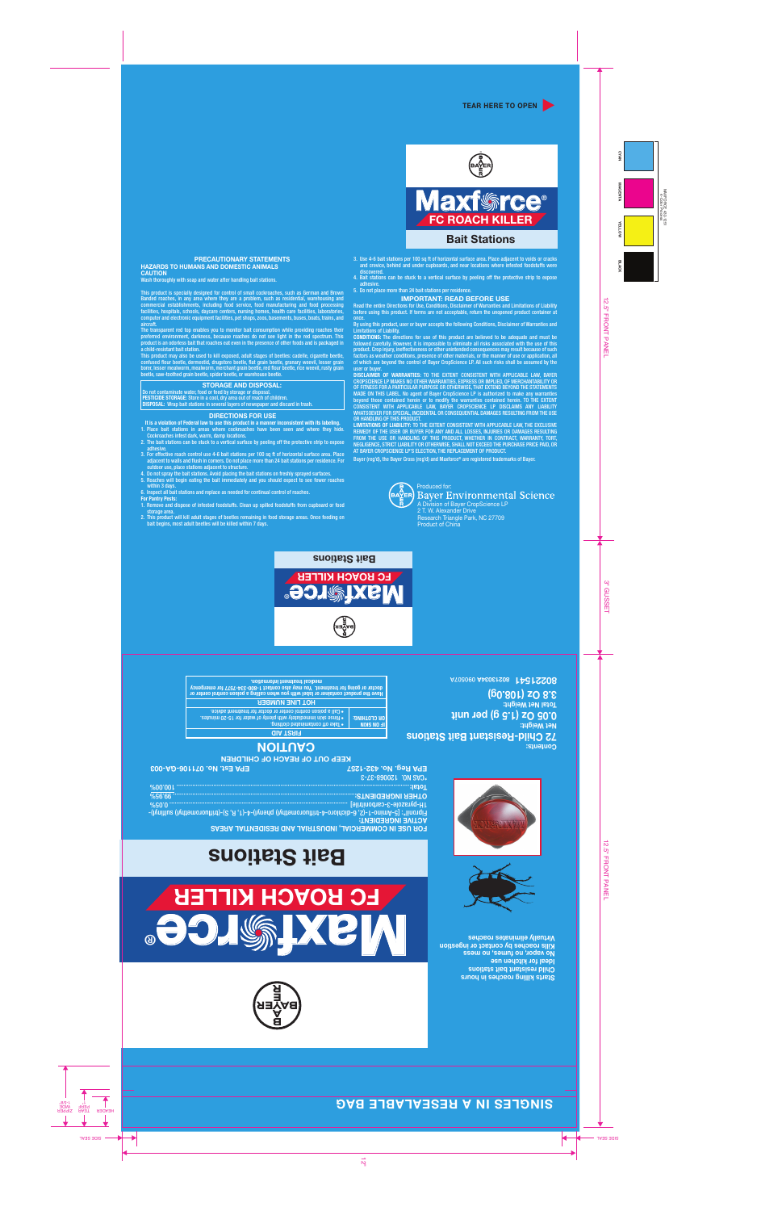TEAR HERE TO OPEN

# Maxforce®

## FC ROACH KILLER

## Bait Stations

### PRECAUTIONARY STATEMENTS

**HAZARDS TO HUMANS AND DOMESTIC ANIMALS**

**CAUTION**

Wash thoroughly with soap and water after handling bait stations.

This product is specially designed for control of small cockroaches, such as German and Brown Banded roaches, in any area where they are a problem, such as residential, warehousing and commercial establishments, including food service, food manufacturing and food processing facilities, hospitals, schools, daycare centers, nursing homes, health care facilities, laboratories, computer and electronic equipment facilities, pet shops, zoos, basements, buses, boats, trains, and aircraft.

The transparent red top enables you to monitor bait consumption while providing roaches their preferred environment, darkness, because roaches do not see light in the red spectrum. This product is an odorless bait that roaches eat even in the presence of other food sources and is packaged in a child-resistant bait station.

This product may also be used to kill exposed, adult stages of beetles: cadelle, cigarette beetle, confused flour beetle, dermestid, drugstore beetle, flat grain beetle, granary weevil, lesser grain borer, lesser mealworm, mealworm, merchant grain beetle, red flour beetle, rice weevil, rusty grain beetle, saw-toothed grain beetle, spider beetle, or warehouse beetle.

### STORAGE AND DISPOSAL:

Do not contaminate water, food or feed by storage or disposal.

**PESTICIDE STORAGE:** Store in a cool, dry area out of reach of children.

**DISPOSAL:** Wrap bait stations in several layers of newspaper and discard in trash.

### DIRECTIONS FOR USE

**It is a violation of Federal law to use this product in a manner inconsistent with its labeling.**

1. Place bait stations in areas where cockroaches have been seen and where they hide. Cockroaches infest dark, warm, damp locations.
2. The bait stations can be stuck to a vertical surface by peeling off the protective strip to expose adhesive.
3. For effective roach control use 4-6 bait stations per 100 sq ft of horizontal surface area. Place adjacent to walls and flush in corners. Do not place more than 24 bait stations per residence. For outdoor use, place stations adjacent to structure.
4. Do not spray the bait stations. Avoid placing the bait stations on freshly sprayed surfaces.
5. Roaches will begin eating the bait immediately and you should expect to see fewer roaches within 3 days.
6. Inspect all bait stations and replace as needed for continual control of roaches.

**For Pantry Pests:**

1. Remove and dispose of infested foodstuffs. Clean up spilled foodstuffs from cupboard or food storage area.
2. This product will kill adult stages of beetles remaining in food storage areas. Once feeding on bait begins, most adult beetles will be killed within 7 days.
3. Use 4-6 bait stations per 100 sq ft of horizontal surface area. Place adjacent to voids or cracks and crevice, behind and under cupboards, and near locations where infested foodstuffs were discovered.
4. Bait stations can be stuck to a vertical surface by peeling off the protective strip to expose adhesive.
5. Do not place more than 24 bait stations per residence.

### IMPORTANT: READ BEFORE USE

Read the entire Directions for Use, Conditions, Disclaimer of Warranties and Limitations of Liability before using this product. If terms are not acceptable, return the unopened product container at once.

By using this product, user or buyer accepts the following Conditions, Disclaimer of Warranties and Limitations of Liability.

**CONDITIONS:** The directions for use of this product are believed to be adequate and must be followed carefully. However, it is impossible to eliminate all risks associated with the use of this product. Crop injury, ineffectiveness or other unintended consequences may result because of such factors as weather conditions, presence of other materials, or the manner of use or application, all of which are beyond the control of Bayer CropScience LP. All such risks shall be assumed by the user or buyer.

**DISCLAIMER OF WARRANTIES:** TO THE EXTENT CONSISTENT WITH APPLICABLE LAW, BAYER CROPSCIENCE LP MAKES NO OTHER WARRANTIES, EXPRESS OR IMPLIED, OF MERCHANTABILITY OR OF FITNESS FOR A PARTICULAR PURPOSE OR OTHERWISE, THAT EXTEND BEYOND THE STATEMENTS MADE ON THIS LABEL. No agent of Bayer CropScience LP is authorized to make any warranties beyond those contained herein or to modify the warranties contained herein. TO THE EXTENT CONSISTENT WITH APPLICABLE LAW, BAYER CROPSCIENCE LP DISCLAIMS ANY LIABILITY WHATSOEVER FOR SPECIAL, INCIDENTAL OR CONSEQUENTIAL DAMAGES RESULTING FROM THE USE OR HANDLING OF THIS PRODUCT.

**LIMITATIONS OF LIABILITY:** TO THE EXTENT CONSISTENT WITH APPLICABLE LAW, THE EXCLUSIVE REMEDY OF THE USER OR BUYER FOR ANY AND ALL LOSSES, INJURIES OR DAMAGES RESULTING FROM THE USE OR HANDLING OF THIS PRODUCT, WHETHER IN CONTRACT, WARRANTY, TORT, NEGLIGENCE, STRICT LIABILITY OR OTHERWISE, SHALL NOT EXCEED THE PURCHASE PRICE PAID, OR AT BAYER CROPSCIENCE LP'S ELECTION, THE REPLACEMENT OF PRODUCT.

Bayer (reg'd), the Bayer Cross (reg'd) and Maxforce® are registered trademarks of Bayer.

Produced for:
Bayer Environmental Science
A Division of Bayer CropScience LP
2 T. W. Alexander Drive
Research Triangle Park, NC 27709
Product of China

# Maxforce®

## FC ROACH KILLER

## Bait Stations

- Starts killing roaches in hours
- Child resistant bait stations
- Ideal for kitchen use
- No vapor, no fumes, no mess
- Kills roaches by contact or ingestion
- Virtually eliminates roaches

**FOR USE IN COMMERCIAL, INDUSTRIAL AND RESIDENTIAL AREAS**

| | |
|---|---|
| **ACTIVE INGREDIENT:** | |
| Fipronil*: [5-Amino-1-[2, 6-dichloro-4-(trifluoromethyl) phenyl]-4-[ (1, R, S)-(trifluoromethyl) sulfinyl]-1H-pyrazole-3-carbonitrile] | 0.05% |
| **OTHER INGREDIENTS:** | 99.95% |
| **Total:** | 100.00% |

*CAS NO. 120068-37-3

EPA Reg. No. 432-1257 EPA Est. No. 071106-GA-003

**KEEP OUT OF REACH OF CHILDREN**

## CAUTION

### FIRST AID

| | |
|---|---|
| **IF ON SKIN OR CLOTHING:** | • Take off contaminated clothing. • Rinse skin immediately with plenty of water for 15-20 minutes. • Call a poison control center or doctor for treatment advice. |

**HOT LINE NUMBER**

**Have the product container or label with you when calling a poison control center or doctor or going for treatment. You may also contact 1-800-334-7577 for emergency medical treatment information.**

**Contents:**
**72 Child-Resistant Bait Stations**

**Net Weight:**
**0.05 Oz (1.5 g) per unit**

**Total Net Weight:**
**3.8 Oz (108.0g)**

80221541 80213034A 090507A

**SINGLES IN A RESEALABLE BAG**